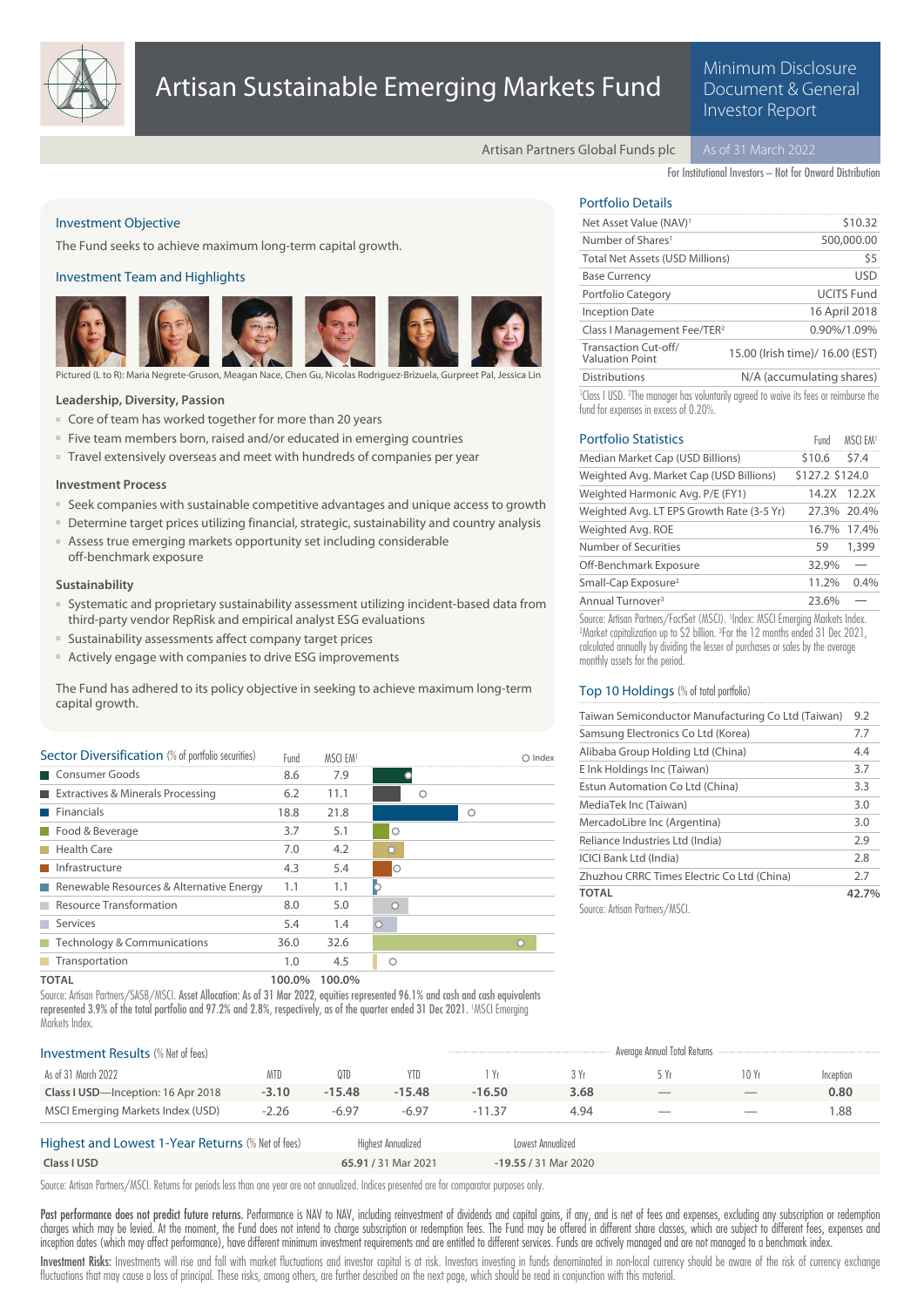# Artisan Sustainable Emerging Markets Fund

Minimum Disclosure Document & General Investor Report

Artisan Partners Global Funds plc | As of 31 March 2022

For Institutional Investors – Not for Onward Distribution

## Investment Objective

The Fund seeks to achieve maximum long-term capital growth.

## Investment Team and Highlights

Pictured (L to R): Maria Negrete-Gruson, Meagan Nace, Chen Gu, Nicolas Rodriguez-Brizuela, Gurpreet Pal, Jessica Lin

### Leadership, Diversity, Passion

- Core of team has worked together for more than 20 years
- Five team members born, raised and/or educated in emerging countries
- Travel extensively overseas and meet with hundreds of companies per year

### Investment Process

- Seek companies with sustainable competitive advantages and unique access to growth
- Determine target prices utilizing financial, strategic, sustainability and country analysis
- Assess true emerging markets opportunity set including considerable off-benchmark exposure

### Sustainability

- Systematic and proprietary sustainability assessment utilizing incident-based data from third-party vendor RepRisk and empirical analyst ESG evaluations
- Sustainability assessments affect company target prices
- Actively engage with companies to drive ESG improvements

The Fund has adhered to its policy objective in seeking to achieve maximum long-term capital growth.

## Portfolio Details

| | |
|---|---|
| Net Asset Value (NAV)[1] | $10.32 |
| Number of Shares[1] | 500,000.00 |
| Total Net Assets (USD Millions) | $5 |
| Base Currency | USD |
| Portfolio Category | UCITS Fund |
| Inception Date | 16 April 2018 |
| Class I Management Fee/TER[2] | 0.90%/1.09% |
| Transaction Cut-off/ Valuation Point | 15.00 (Irish time)/ 16.00 (EST) |
| Distributions | N/A (accumulating shares) |

[1]Class I USD. [2]The manager has voluntarily agreed to waive its fees or reimburse the fund for expenses in excess of 0.20%.

## Portfolio Statistics

| | Fund | MSCI EM[1] |
|---|---|---|
| Median Market Cap (USD Billions) | $10.6 | $7.4 |
| Weighted Avg. Market Cap (USD Billions) | $127.2 | $124.0 |
| Weighted Harmonic Avg. P/E (FY1) | 14.2X | 12.2X |
| Weighted Avg. LT EPS Growth Rate (3-5 Yr) | 27.3% | 20.4% |
| Weighted Avg. ROE | 16.7% | 17.4% |
| Number of Securities | 59 | 1,399 |
| Off-Benchmark Exposure | 32.9% | — |
| Small-Cap Exposure[2] | 11.2% | 0.4% |
| Annual Turnover[3] | 23.6% | — |

Source: Artisan Partners/FactSet (MSCI). [1]Index: MSCI Emerging Markets Index. [2]Market capitalization up to $2 billion. [3]For the 12 months ended 31 Dec 2021, calculated annually by dividing the lesser of purchases or sales by the average monthly assets for the period.

## Sector Diversification (% of portfolio securities)

| | Fund | MSCI EM[1] |
|---|---|---|
| Consumer Goods | 8.6 | 7.9 |
| Extractives & Minerals Processing | 6.2 | 11.1 |
| Financials | 18.8 | 21.8 |
| Food & Beverage | 3.7 | 5.1 |
| Health Care | 7.0 | 4.2 |
| Infrastructure | 4.3 | 5.4 |
| Renewable Resources & Alternative Energy | 1.1 | 1.1 |
| Resource Transformation | 8.0 | 5.0 |
| Services | 5.4 | 1.4 |
| Technology & Communications | 36.0 | 32.6 |
| Transportation | 1.0 | 4.5 |
| **TOTAL** | **100.0%** | **100.0%** |

Source: Artisan Partners/SASB/MSCI. **Asset Allocation:** As of 31 Mar 2022, equities represented 96.1% and cash and cash equivalents represented 3.9% of the total portfolio and 97.2% and 2.8%, respectively, as of the quarter ended 31 Dec 2021. [1]MSCI Emerging Markets Index.

## Top 10 Holdings (% of total portfolio)

| | |
|---|---|
| Taiwan Semiconductor Manufacturing Co Ltd (Taiwan) | 9.2 |
| Samsung Electronics Co Ltd (Korea) | 7.7 |
| Alibaba Group Holding Ltd (China) | 4.4 |
| E Ink Holdings Inc (Taiwan) | 3.7 |
| Estun Automation Co Ltd (China) | 3.3 |
| MediaTek Inc (Taiwan) | 3.0 |
| MercadoLibre Inc (Argentina) | 3.0 |
| Reliance Industries Ltd (India) | 2.9 |
| ICICI Bank Ltd (India) | 2.8 |
| Zhuzhou CRRC Times Electric Co Ltd (China) | 2.7 |
| **TOTAL** | **42.7%** |

Source: Artisan Partners/MSCI.

## Investment Results (% Net of fees)

| | | | | Average Annual Total Returns | | | | |
|---|---|---|---|---|---|---|---|---|
| As of 31 March 2022 | MTD | QTD | YTD | 1 Yr | 3 Yr | 5 Yr | 10 Yr | Inception |
| **Class I USD**—Inception: 16 Apr 2018 | **-3.10** | **-15.48** | **-15.48** | **-16.50** | **3.68** | — | — | **0.80** |
| MSCI Emerging Markets Index (USD) | -2.26 | -6.97 | -6.97 | -11.37 | 4.94 | — | — | 1.88 |

## Highest and Lowest 1-Year Returns (% Net of fees)

| | Highest Annualized | Lowest Annualized |
|---|---|---|
| **Class I USD** | **65.91** / 31 Mar 2021 | **-19.55** / 31 Mar 2020 |

Source: Artisan Partners/MSCI. Returns for periods less than one year are not annualized. Indices presented are for comparator purposes only.

**Past performance does not predict future returns.** Performance is NAV to NAV, including reinvestment of dividends and capital gains, if any, and is net of fees and expenses, excluding any subscription or redemption charges which may be levied. At the moment, the Fund does not intend to charge subscription or redemption fees. The Fund may be offered in different share classes, which are subject to different fees, expenses and inception dates (which may affect performance), have different minimum investment requirements and are entitled to different services. Funds are actively managed and are not managed to a benchmark index.

**Investment Risks:** Investments will rise and fall with market fluctuations and investor capital is at risk. Investors investing in funds denominated in non-local currency should be aware of the risk of currency exchange fluctuations that may cause a loss of principal. These risks, among others, are further described on the next page, which should be read in conjunction with this material.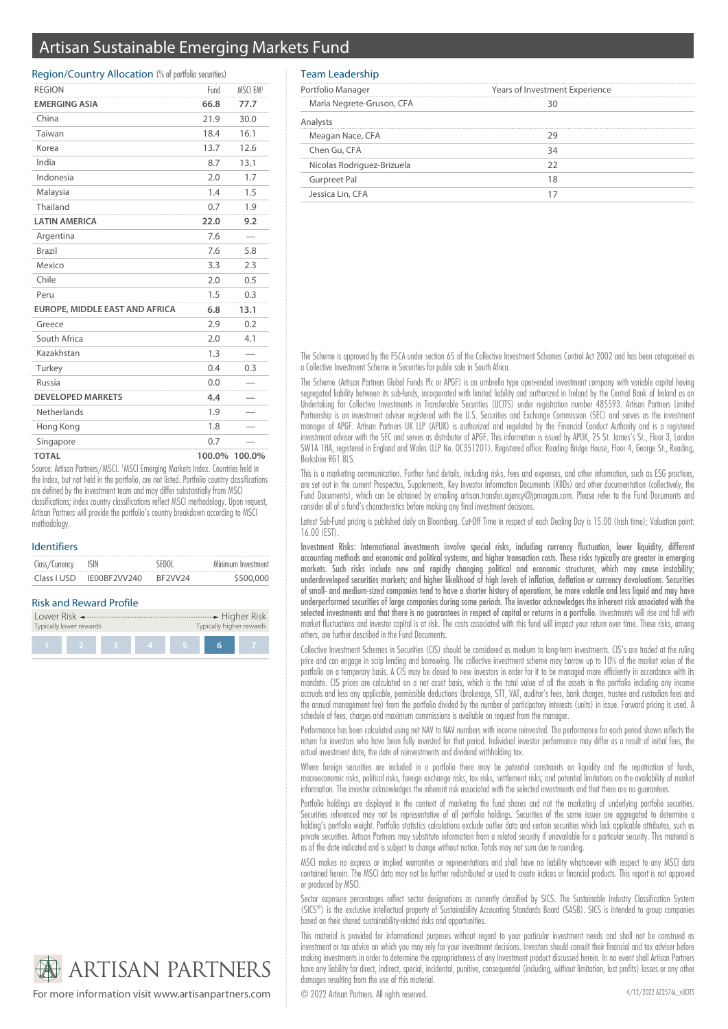# Artisan Sustainable Emerging Markets Fund

## Region/Country Allocation (% of portfolio securities)

| REGION | Fund | MSCI EM[1] |
|---|---|---|
| **EMERGING ASIA** | **66.8** | **77.7** |
| China | 21.9 | 30.0 |
| Taiwan | 18.4 | 16.1 |
| Korea | 13.7 | 12.6 |
| India | 8.7 | 13.1 |
| Indonesia | 2.0 | 1.7 |
| Malaysia | 1.4 | 1.5 |
| Thailand | 0.7 | 1.9 |
| **LATIN AMERICA** | **22.0** | **9.2** |
| Argentina | 7.6 | — |
| Brazil | 7.6 | 5.8 |
| Mexico | 3.3 | 2.3 |
| Chile | 2.0 | 0.5 |
| Peru | 1.5 | 0.3 |
| **EUROPE, MIDDLE EAST AND AFRICA** | **6.8** | **13.1** |
| Greece | 2.9 | 0.2 |
| South Africa | 2.0 | 4.1 |
| Kazakhstan | 1.3 | — |
| Turkey | 0.4 | 0.3 |
| Russia | 0.0 | — |
| **DEVELOPED MARKETS** | **4.4** | **—** |
| Netherlands | 1.9 | — |
| Hong Kong | 1.8 | — |
| Singapore | 0.7 | — |
| **TOTAL** | **100.0%** | **100.0%** |

Source: Artisan Partners/MSCI. [1]MSCI Emerging Markets Index. Countries held in the index, but not held in the portfolio, are not listed. Portfolio country classifications are defined by the investment team and may differ substantially from MSCI classifications; index country classifications reflect MSCI methodology. Upon request, Artisan Partners will provide the portfolio's country breakdown according to MSCI methodology.

## Identifiers

| Class/Currency | ISIN | SEDOL | Minimum Investment |
|---|---|---|---|
| Class I USD | IE00BF2VV240 | BF2VV24 | $500,000 |

## Risk and Reward Profile

Lower Risk — Typically lower rewards ◄···► Higher Risk — Typically higher rewards

| 1 | 2 | 3 | 4 | 5 | **6** | 7 |
|---|---|---|---|---|---|---|

## Team Leadership

| Portfolio Manager | Years of Investment Experience |
|---|---|
| Maria Negrete-Gruson, CFA | 30 |
| **Analysts** | |
| Meagan Nace, CFA | 29 |
| Chen Gu, CFA | 34 |
| Nicolas Rodriguez-Brizuela | 22 |
| Gurpreet Pal | 18 |
| Jessica Lin, CFA | 17 |

The Scheme is approved by the FSCA under section 65 of the Collective Investment Schemes Control Act 2002 and has been categorised as a Collective Investment Scheme in Securities for public sale in South Africa.

The Scheme (Artisan Partners Global Funds Plc or APGF) is an umbrella type open-ended investment company with variable capital having segregated liability between its sub-funds, incorporated with limited liability and authorized in Ireland by the Central Bank of Ireland as an Undertaking for Collective Investments in Transferable Securities (UCITS) under registration number 485593. Artisan Partners Limited Partnership is an investment adviser registered with the U.S. Securities and Exchange Commission (SEC) and serves as the investment manager of APGF. Artisan Partners UK LLP (APUK) is authorized and regulated by the Financial Conduct Authority and is a registered investment adviser with the SEC and serves as distributor of APGF. This information is issued by APUK, 25 St. James's St., Floor 3, London SW1A 1HA, registered in England and Wales (LLP No. OC351201). Registered office: Reading Bridge House, Floor 4, George St., Reading, Berkshire RG1 8LS.

This is a marketing communication. Further fund details, including risks, fees and expenses, and other information, such as ESG practices, are set out in the current Prospectus, Supplements, Key Investor Information Documents (KIIDs) and other documentation (collectively, the Fund Documents), which can be obtained by emailing artisan.transfer.agency@jpmorgan.com. Please refer to the Fund Documents and consider all of a fund's characteristics before making any final investment decisions.

Latest Sub-Fund pricing is published daily on Bloomberg. Cut-Off Time in respect of each Dealing Day is 15.00 (Irish time); Valuation point: 16.00 (EST).

**Investment Risks: International investments involve special risks, including currency fluctuation, lower liquidity, different accounting methods and economic and political systems, and higher transaction costs. These risks typically are greater in emerging markets. Such risks include new and rapidly changing political and economic structures, which may cause instability; underdeveloped securities markets; and higher likelihood of high levels of inflation, deflation or currency devaluations. Securities of small- and medium-sized companies tend to have a shorter history of operations, be more volatile and less liquid and may have underperformed securities of large companies during some periods. The investor acknowledges the inherent risk associated with the selected investments and that there is no guarantees in respect of capital or returns in a portfolio.** Investments will rise and fall with market fluctuations and investor capital is at risk. The costs associated with this fund will impact your return over time. These risks, among others, are further described in the Fund Documents.

Collective Investment Schemes in Securities (CIS) should be considered as medium to long-term investments. CIS's are traded at the ruling price and can engage in scrip lending and borrowing. The collective investment scheme may borrow up to 10% of the market value of the portfolio on a temporary basis. A CIS may be closed to new investors in order for it to be managed more efficiently in accordance with its mandate. CIS prices are calculated on a net asset basis, which is the total value of all the assets in the portfolio including any income accruals and less any applicable, permissible deductions (brokerage, STT, VAT, auditor's fees, bank charges, trustee and custodian fees and the annual management fee) from the portfolio divided by the number of participatory interests (units) in issue. Forward pricing is used. A schedule of fees, charges and maximum commissions is available on request from the manager.

Performance has been calculated using net NAV to NAV numbers with income reinvested. The performance for each period shown reflects the return for investors who have been fully invested for that period. Individual investor performance may differ as a result of initial fees, the actual investment date, the date of reinvestments and dividend withholding tax.

Where foreign securities are included in a portfolio there may be potential constraints on liquidity and the repatriation of funds, macroeconomic risks, political risks, foreign exchange risks, tax risks, settlement risks; and potential limitations on the availability of market information. The investor acknowledges the inherent risk associated with the selected investments and that there are no guarantees.

Portfolio holdings are displayed in the context of marketing the fund shares and not the marketing of underlying portfolio securities. Securities referenced may not be representative of all portfolio holdings. Securities of the same issuer are aggregated to determine a holding's portfolio weight. Portfolio statistics calculations exclude outlier data and certain securities which lack applicable attributes, such as private securities. Artisan Partners may substitute information from a related security if unavailable for a particular security. This material is as of the date indicated and is subject to change without notice. Totals may not sum due to rounding.

MSCI makes no express or implied warranties or representations and shall have no liability whatsoever with respect to any MSCI data contained herein. The MSCI data may not be further redistributed or used to create indices or financial products. This report is not approved or produced by MSCI.

Sector exposure percentages reflect sector designations as currently classified by SICS. The Sustainable Industry Classification System (SICS®) is the exclusive intellectual property of Sustainability Accounting Standards Board (SASB). SICS is intended to group companies based on their shared sustainability-related risks and opportunities.

This material is provided for informational purposes without regard to your particular investment needs and shall not be construed as investment or tax advice on which you may rely for your investment decisions. Investors should consult their financial and tax adviser before making investments in order to determine the appropriateness of any investment product discussed herein. In no event shall Artisan Partners have any liability for direct, indirect, special, incidental, punitive, consequential (including, without limitation, lost profits) losses or any other damages resulting from the use of this material.

ARTISAN PARTNERS

For more information visit www.artisanpartners.com

© 2022 Artisan Partners. All rights reserved.

4/12/2022 A22576L_vUCITS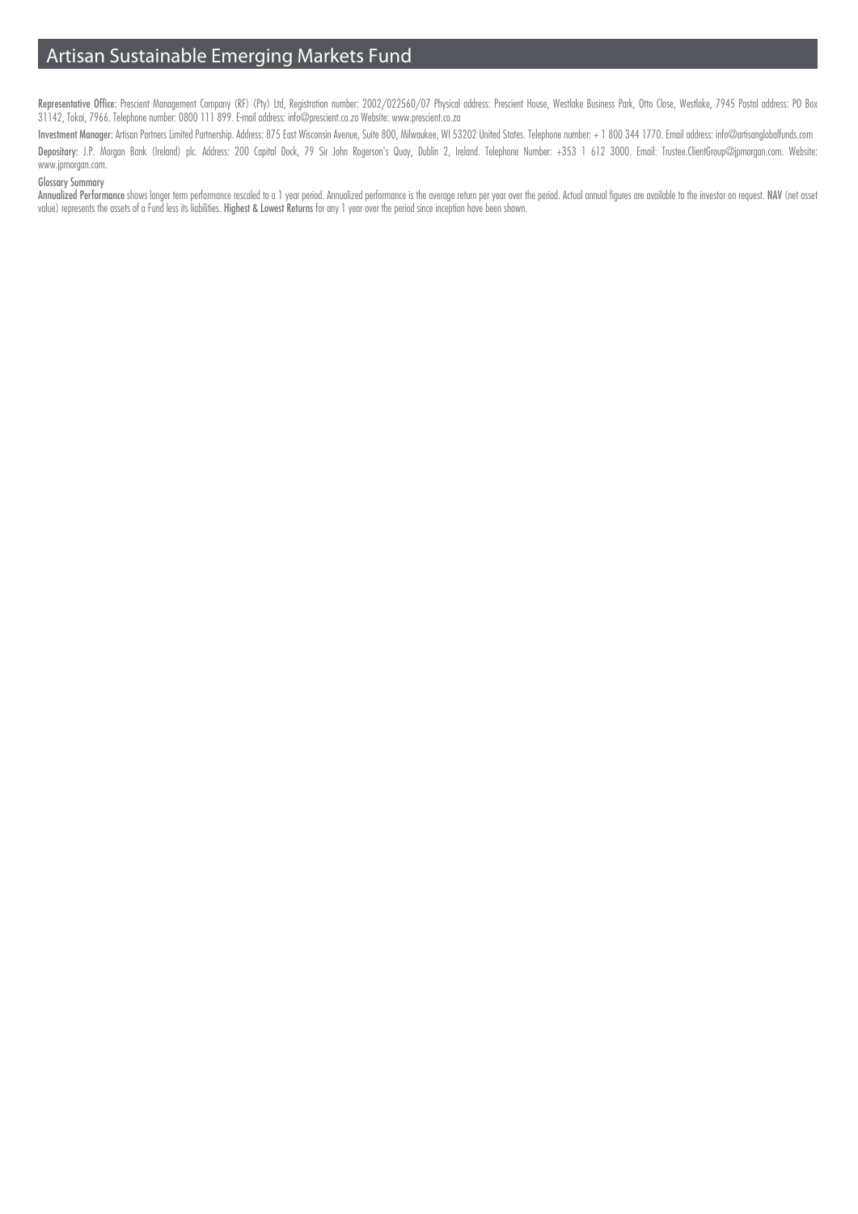# Artisan Sustainable Emerging Markets Fund

**Representative Office:** Prescient Management Company (RF) (Pty) Ltd, Registration number: 2002/022560/07 Physical address: Prescient House, Westlake Business Park, Otto Close, Westlake, 7945 Postal address: PO Box 31142, Tokai, 7966. Telephone number: 0800 111 899. E-mail address: info@prescient.co.za Website: www.prescient.co.za

**Investment Manager:** Artisan Partners Limited Partnership. Address: 875 East Wisconsin Avenue, Suite 800, Milwaukee, WI 53202 United States. Telephone number: + 1 800 344 1770. Email address: info@artisanglobalfunds.com

**Depositary:** J.P. Morgan Bank (Ireland) plc. Address: 200 Capital Dock, 79 Sir John Rogerson's Quay, Dublin 2, Ireland. Telephone Number: +353 1 612 3000. Email: Trustee.ClientGroup@jpmorgan.com. Website: www.jpmorgan.com.

Glossary Summary

**Annualized Performance** shows longer term performance rescaled to a 1 year period. Annualized performance is the average return per year over the period. Actual annual figures are available to the investor on request. **NAV** (net asset value) represents the assets of a Fund less its liabilities. **Highest & Lowest Returns** for any 1 year over the period since inception have been shown.